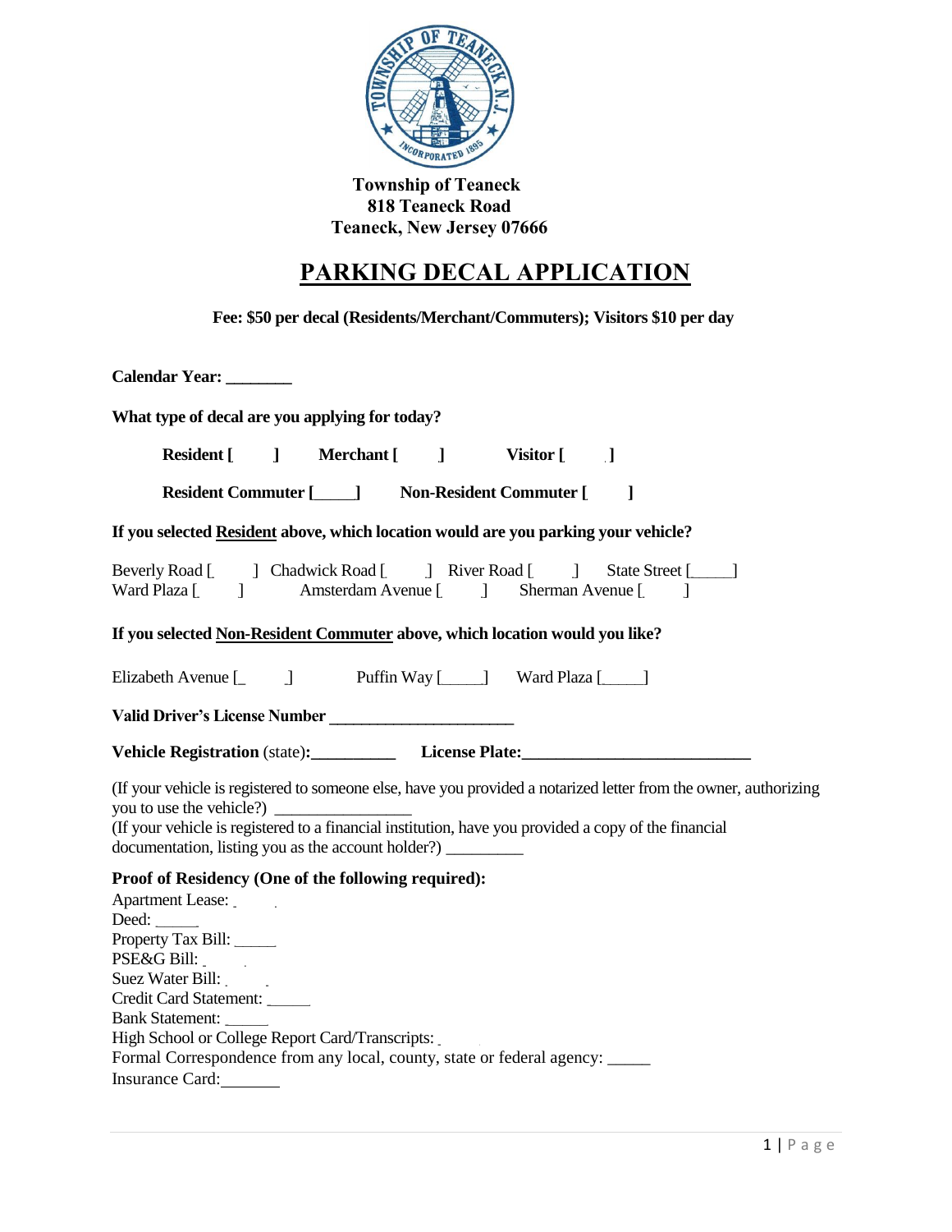**Township of Teaneck**
**818 Teaneck Road**
**Teaneck, New Jersey 07666**

# PARKING DECAL APPLICATION

**Fee: $50 per decal (Residents/Merchant/Commuters); Visitors $10 per day**

**Calendar Year: _______**

**What type of decal are you applying for today?**

**Resident [ ]** **Merchant [ ]** **Visitor [ ]**

**Resident Commuter [____]** **Non-Resident Commuter [ ]**

**If you selected Resident above, which location would are you parking your vehicle?**

Beverly Road [ ] Chadwick Road [ ] River Road [ ] State Street [____]
Ward Plaza [ ] Amsterdam Avenue [ ] Sherman Avenue [ ]

**If you selected Non-Resident Commuter above, which location would you like?**

Elizabeth Avenue [ ] Puffin Way [____] Ward Plaza [____]

**Valid Driver's License Number ____________________**

**Vehicle Registration** (state)**:_________** **License Plate:________________________**

(If your vehicle is registered to someone else, have you provided a notarized letter from the owner, authorizing you to use the vehicle?) _______________
(If your vehicle is registered to a financial institution, have you provided a copy of the financial documentation, listing you as the account holder?) ________

**Proof of Residency (One of the following required):**

Apartment Lease: _____
Deed: _____
Property Tax Bill: _____
PSE&G Bill: _____
Suez Water Bill: _____
Credit Card Statement: _____
Bank Statement: _____
High School or College Report Card/Transcripts: _____
Formal Correspondence from any local, county, state or federal agency: _____
Insurance Card: ______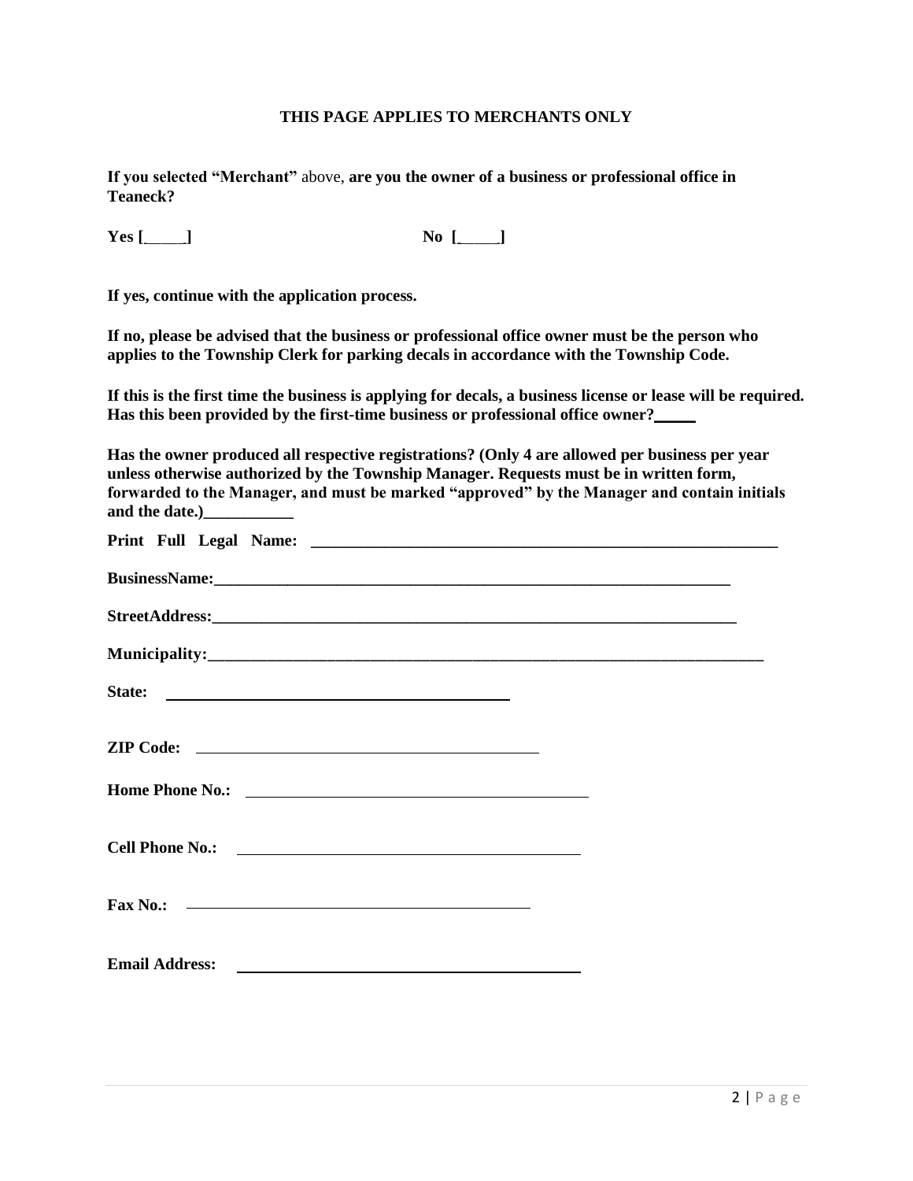**THIS PAGE APPLIES TO MERCHANTS ONLY**

**If you selected "Merchant"** above, **are you the owner of a business or professional office in Teaneck?**

**Yes [_____]** **No [_____]**

**If yes, continue with the application process.**

**If no, please be advised that the business or professional office owner must be the person who applies to the Township Clerk for parking decals in accordance with the Township Code.**

**If this is the first time the business is applying for decals, a business license or lease will be required. Has this been provided by the first-time business or professional office owner?_____**

**Has the owner produced all respective registrations? (Only 4 are allowed per business per year unless otherwise authorized by the Township Manager. Requests must be in written form, forwarded to the Manager, and must be marked "approved" by the Manager and contain initials and the date.)___________**

**Print Full Legal Name: ____________________________________________________________**

**BusinessName:____________________________________________________________________**

**StreetAddress:____________________________________________________________________**

**Municipality:______________________________________________________________________**

**State:** ____________________________________________

**ZIP Code:** ____________________________________________

**Home Phone No.:** ____________________________________________

**Cell Phone No.:** ____________________________________________

**Fax No.:** ____________________________________________

**Email Address:** ____________________________________________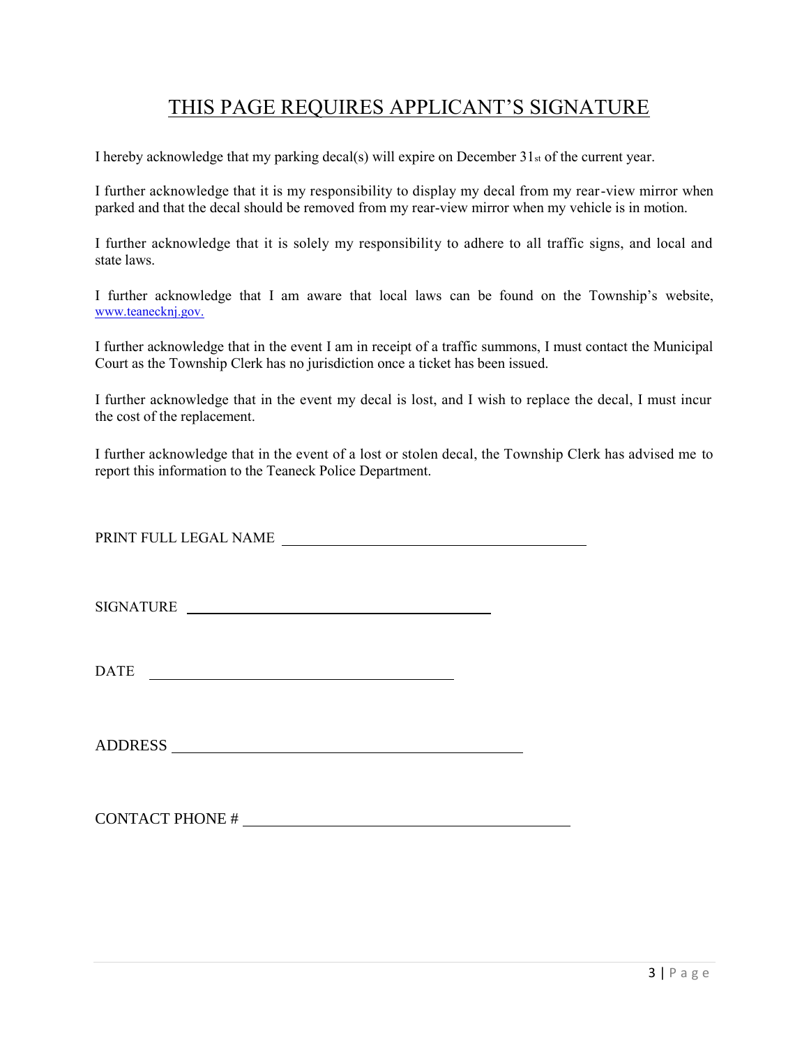# THIS PAGE REQUIRES APPLICANT'S SIGNATURE

I hereby acknowledge that my parking decal(s) will expire on December 31st of the current year.

I further acknowledge that it is my responsibility to display my decal from my rear-view mirror when parked and that the decal should be removed from my rear-view mirror when my vehicle is in motion.

I further acknowledge that it is solely my responsibility to adhere to all traffic signs, and local and state laws.

I further acknowledge that I am aware that local laws can be found on the Township's website, www.teanecknj.gov.

I further acknowledge that in the event I am in receipt of a traffic summons, I must contact the Municipal Court as the Township Clerk has no jurisdiction once a ticket has been issued.

I further acknowledge that in the event my decal is lost, and I wish to replace the decal, I must incur the cost of the replacement.

I further acknowledge that in the event of a lost or stolen decal, the Township Clerk has advised me to report this information to the Teaneck Police Department.

PRINT FULL LEGAL NAME ________________________________________

SIGNATURE ________________________________________

DATE ________________________________________

ADDRESS ________________________________________

CONTACT PHONE # ________________________________________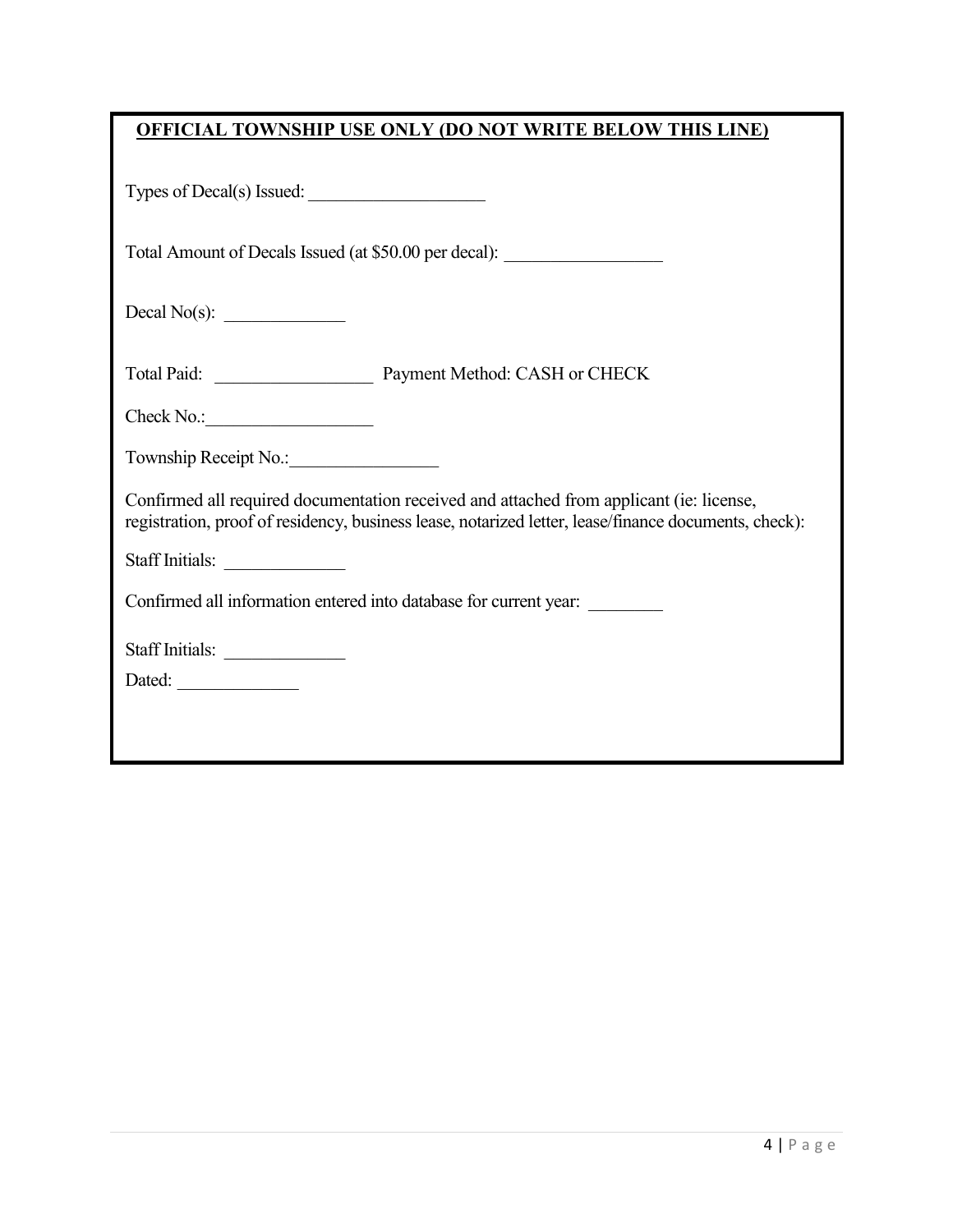**OFFICIAL TOWNSHIP USE ONLY (DO NOT WRITE BELOW THIS LINE)**

Types of Decal(s) Issued: ____________________

Total Amount of Decals Issued (at $50.00 per decal): __________________

Decal No(s): ______________

Total Paid: __________________ Payment Method: CASH or CHECK

Check No.:___________________

Township Receipt No.:_________________

Confirmed all required documentation received and attached from applicant (ie: license, registration, proof of residency, business lease, notarized letter, lease/finance documents, check):

Staff Initials: ______________

Confirmed all information entered into database for current year: _________

Staff Initials: ______________

Dated: ______________